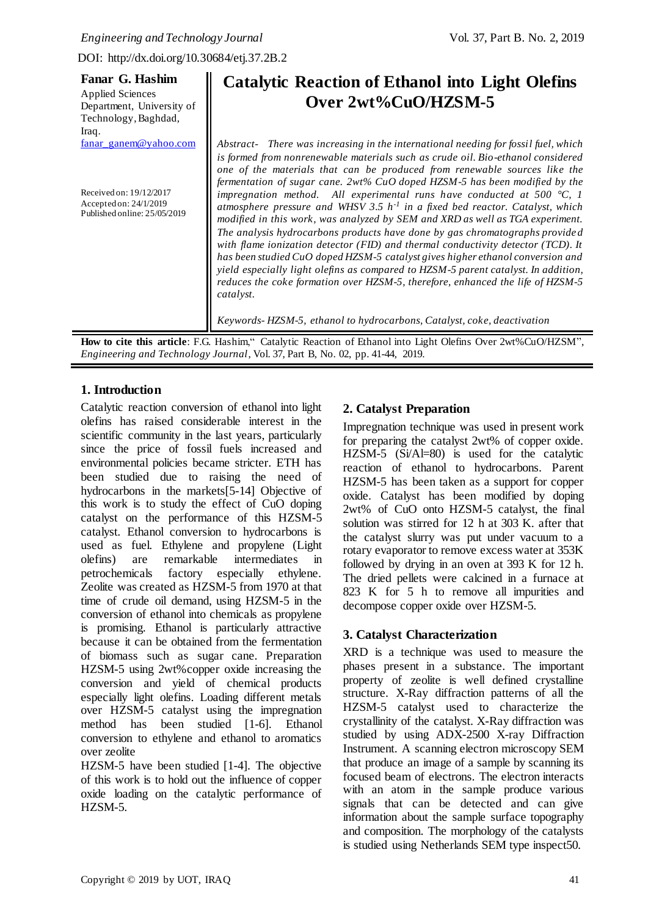DOI: http://dx.doi.org/10.30684/etj.37.2B.2

**Fanar G. Hashim**
Applied Sciences Department, University of Technology, Baghdad, Iraq.
fanar_ganem@yahoo.com

Received on: 19/12/2017
Accepted on: 24/1/2019
Published online: 25/05/2019

# Catalytic Reaction of Ethanol into Light Olefins Over 2wt%CuO/HZSM-5

*Abstract- There was increasing in the international needing for fossil fuel, which is formed from nonrenewable materials such as crude oil. Bio-ethanol considered one of the materials that can be produced from renewable sources like the fermentation of sugar cane. 2wt% CuO doped HZSM-5 has been modified by the impregnation method. All experimental runs have conducted at 500 °C, 1 atmosphere pressure and WHSV 3.5 $h^{-1}$ in a fixed bed reactor. Catalyst, which modified in this work, was analyzed by SEM and XRD as well as TGA experiment. The analysis hydrocarbons products have done by gas chromatographs provided with flame ionization detector (FID) and thermal conductivity detector (TCD). It has been studied CuO doped HZSM-5 catalyst gives higher ethanol conversion and yield especially light olefins as compared to HZSM-5 parent catalyst. In addition, reduces the coke formation over HZSM-5, therefore, enhanced the life of HZSM-5 catalyst.*

*Keywords- HZSM-5, ethanol to hydrocarbons, Catalyst, coke, deactivation*

**How to cite this article**: F.G. Hashim," Catalytic Reaction of Ethanol into Light Olefins Over 2wt%CuO/HZSM", *Engineering and Technology Journal*, Vol. 37, Part B, No. 02, pp. 41-44, 2019.

## 1. Introduction

Catalytic reaction conversion of ethanol into light olefins has raised considerable interest in the scientific community in the last years, particularly since the price of fossil fuels increased and environmental policies became stricter. ETH has been studied due to raising the need of hydrocarbons in the markets[5-14] Objective of this work is to study the effect of CuO doping catalyst on the performance of this HZSM-5 catalyst. Ethanol conversion to hydrocarbons is used as fuel. Ethylene and propylene (Light olefins) are remarkable intermediates in petrochemicals factory especially ethylene. Zeolite was created as HZSM-5 from 1970 at that time of crude oil demand, using HZSM-5 in the conversion of ethanol into chemicals as propylene is promising. Ethanol is particularly attractive because it can be obtained from the fermentation of biomass such as sugar cane. Preparation HZSM-5 using 2wt%copper oxide increasing the conversion and yield of chemical products especially light olefins. Loading different metals over HZSM-5 catalyst using the impregnation method has been studied [1-6]. Ethanol conversion to ethylene and ethanol to aromatics over zeolite HZSM-5 have been studied [1-4]. The objective of this work is to hold out the influence of copper oxide loading on the catalytic performance of HZSM-5.

## 2. Catalyst Preparation

Impregnation technique was used in present work for preparing the catalyst 2wt% of copper oxide. HZSM-5 (Si/Al=80) is used for the catalytic reaction of ethanol to hydrocarbons. Parent HZSM-5 has been taken as a support for copper oxide. Catalyst has been modified by doping 2wt% of CuO onto HZSM-5 catalyst, the final solution was stirred for 12 h at 303 K. after that the catalyst slurry was put under vacuum to a rotary evaporator to remove excess water at 353K followed by drying in an oven at 393 K for 12 h. The dried pellets were calcined in a furnace at 823 K for 5 h to remove all impurities and decompose copper oxide over HZSM-5.

## 3. Catalyst Characterization

XRD is a technique was used to measure the phases present in a substance. The important property of zeolite is well defined crystalline structure. X-Ray diffraction patterns of all the HZSM-5 catalyst used to characterize the crystallinity of the catalyst. X-Ray diffraction was studied by using ADX-2500 X-ray Diffraction Instrument. A scanning electron microscopy SEM that produce an image of a sample by scanning its focused beam of electrons. The electron interacts with an atom in the sample produce various signals that can be detected and can give information about the sample surface topography and composition. The morphology of the catalysts is studied using Netherlands SEM type inspect50.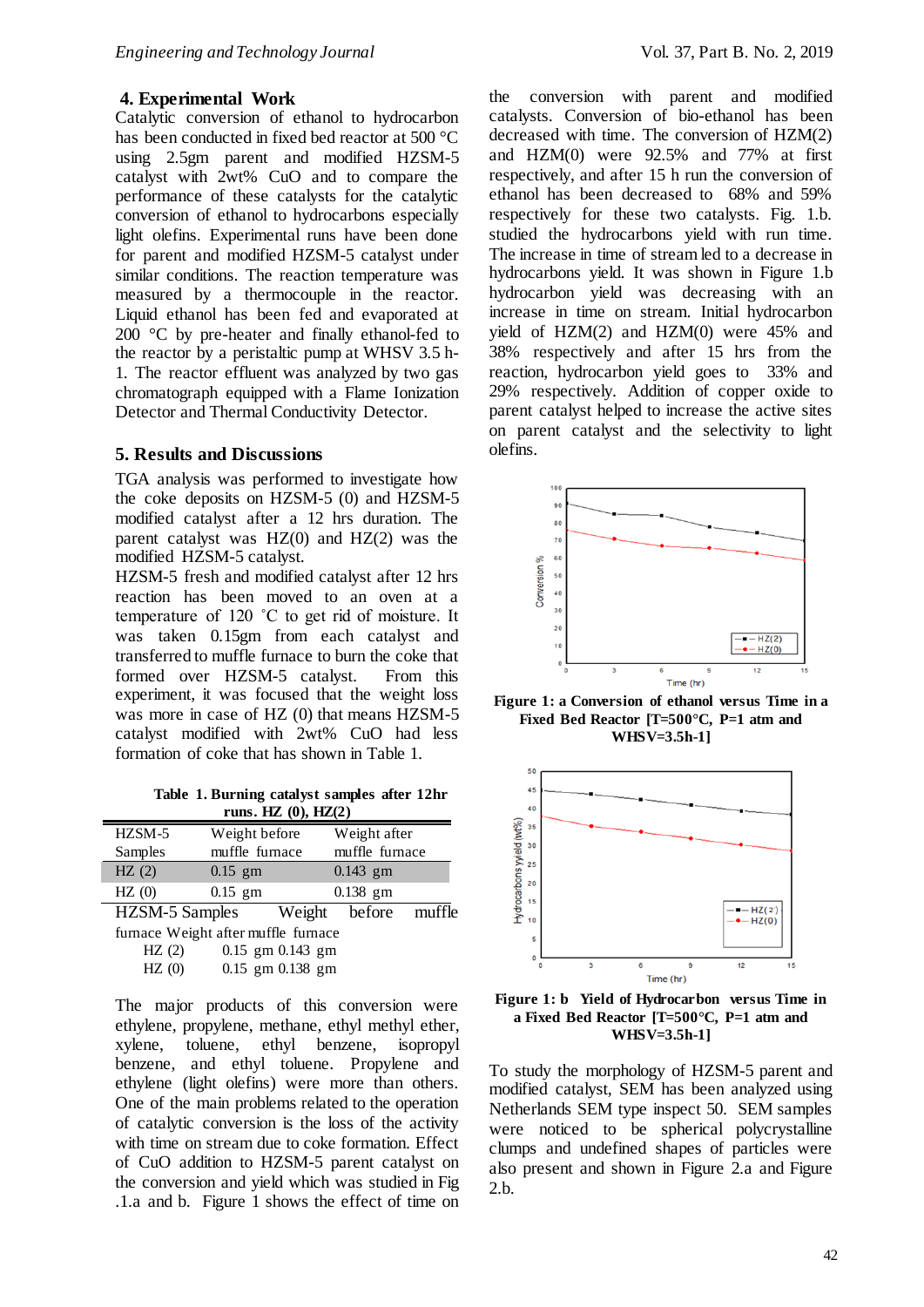## 4. Experimental Work

Catalytic conversion of ethanol to hydrocarbon has been conducted in fixed bed reactor at 500 °C using 2.5gm parent and modified HZSM-5 catalyst with 2wt% CuO and to compare the performance of these catalysts for the catalytic conversion of ethanol to hydrocarbons especially light olefins. Experimental runs have been done for parent and modified HZSM-5 catalyst under similar conditions. The reaction temperature was measured by a thermocouple in the reactor. Liquid ethanol has been fed and evaporated at 200 °C by pre-heater and finally ethanol-fed to the reactor by a peristaltic pump at WHSV 3.5 $h^{-1}$. The reactor effluent was analyzed by two gas chromatograph equipped with a Flame Ionization Detector and Thermal Conductivity Detector.

## 5. Results and Discussions

TGA analysis was performed to investigate how the coke deposits on HZSM-5 (0) and HZSM-5 modified catalyst after a 12 hrs duration. The parent catalyst was HZ(0) and HZ(2) was the modified HZSM-5 catalyst.

HZSM-5 fresh and modified catalyst after 12 hrs reaction has been moved to an oven at a temperature of 120 ˚C to get rid of moisture. It was taken 0.15gm from each catalyst and transferred to muffle furnace to burn the coke that formed over HZSM-5 catalyst. From this experiment, it was focused that the weight loss was more in case of HZ (0) that means HZSM-5 catalyst modified with 2wt% CuO had less formation of coke that has shown in Table 1.

**Table 1. Burning catalyst samples after 12hr runs. HZ (0), HZ(2)**

| HZSM-5 Samples | Weight before muffle furnace | Weight after muffle furnace |
|---|---|---|
| HZ (2) | 0.15 gm | 0.143 gm |
| HZ (0) | 0.15 gm | 0.138 gm |

The major products of this conversion were ethylene, propylene, methane, ethyl methyl ether, xylene, toluene, ethyl benzene, isopropyl benzene, and ethyl toluene. Propylene and ethylene (light olefins) were more than others. One of the main problems related to the operation of catalytic conversion is the loss of the activity with time on stream due to coke formation. Effect of CuO addition to HZSM-5 parent catalyst on the conversion and yield which was studied in Fig .1.a and b. Figure 1 shows the effect of time on the conversion with parent and modified catalysts. Conversion of bio-ethanol has been decreased with time. The conversion of HZM(2) and HZM(0) were 92.5% and 77% at first respectively, and after 15 h run the conversion of ethanol has been decreased to 68% and 59% respectively for these two catalysts. Fig. 1.b. studied the hydrocarbons yield with run time. The increase in time of stream led to a decrease in hydrocarbons yield. It was shown in Figure 1.b hydrocarbon yield was decreasing with an increase in time on stream. Initial hydrocarbon yield of HZM(2) and HZM(0) were 45% and 38% respectively and after 15 hrs from the reaction, hydrocarbon yield goes to 33% and 29% respectively. Addition of copper oxide to parent catalyst helped to increase the active sites on parent catalyst and the selectivity to light olefins.

**Figure 1: a Conversion of ethanol versus Time in a Fixed Bed Reactor [T=500°C, P=1 atm and WHSV=3.5h-1]**

**Figure 1: b Yield of Hydrocarbon versus Time in a Fixed Bed Reactor [T=500°C, P=1 atm and WHSV=3.5h-1]**

To study the morphology of HZSM-5 parent and modified catalyst, SEM has been analyzed using Netherlands SEM type inspect 50. SEM samples were noticed to be spherical polycrystalline clumps and undefined shapes of particles were also present and shown in Figure 2.a and Figure 2.b.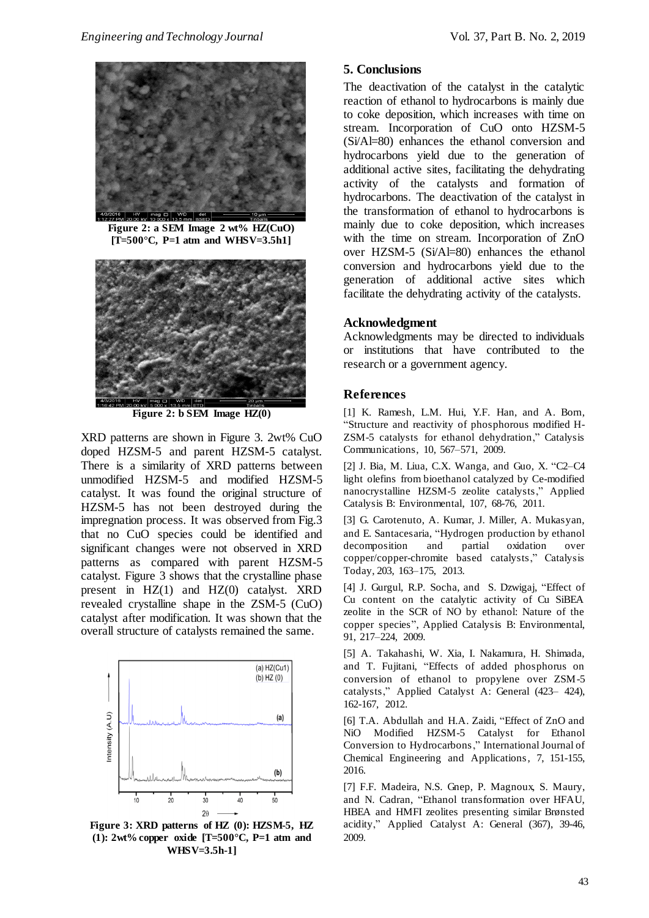Figure 2: a SEM Image 2 wt% HZ(CuO) [T=500°C, P=1 atm and WHSV=3.5h1]

Figure 2: b SEM Image HZ(0)

XRD patterns are shown in Figure 3. 2wt% CuO doped HZSM-5 and parent HZSM-5 catalyst. There is a similarity of XRD patterns between unmodified HZSM-5 and modified HZSM-5 catalyst. It was found the original structure of HZSM-5 has not been destroyed during the impregnation process. It was observed from Fig.3 that no CuO species could be identified and significant changes were not observed in XRD patterns as compared with parent HZSM-5 catalyst. Figure 3 shows that the crystalline phase present in HZ(1) and HZ(0) catalyst. XRD revealed crystalline shape in the ZSM-5 (CuO) catalyst after modification. It was shown that the overall structure of catalysts remained the same.

Figure 3: XRD patterns of HZ (0): HZSM-5, HZ (1): 2wt% copper oxide [T=500°C, P=1 atm and WHSV=3.5h-1]

## 5. Conclusions

The deactivation of the catalyst in the catalytic reaction of ethanol to hydrocarbons is mainly due to coke deposition, which increases with time on stream. Incorporation of CuO onto HZSM-5 (Si/Al=80) enhances the ethanol conversion and hydrocarbons yield due to the generation of additional active sites, facilitating the dehydrating activity of the catalysts and formation of hydrocarbons. The deactivation of the catalyst in the transformation of ethanol to hydrocarbons is mainly due to coke deposition, which increases with the time on stream. Incorporation of ZnO over HZSM-5 (Si/Al=80) enhances the ethanol conversion and hydrocarbons yield due to the generation of additional active sites which facilitate the dehydrating activity of the catalysts.

## Acknowledgment

Acknowledgments may be directed to individuals or institutions that have contributed to the research or a government agency.

## References

[1] K. Ramesh, L.M. Hui, Y.F. Han, and A. Born, "Structure and reactivity of phosphorous modified H-ZSM-5 catalysts for ethanol dehydration," Catalysis Communications, 10, 567–571, 2009.

[2] J. Bia, M. Liua, C.X. Wanga, and Guo, X. "C2–C4 light olefins from bioethanol catalyzed by Ce-modified nanocrystalline HZSM-5 zeolite catalysts," Applied Catalysis B: Environmental, 107, 68-76, 2011.

[3] G. Carotenuto, A. Kumar, J. Miller, A. Mukasyan, and E. Santacesaria, "Hydrogen production by ethanol decomposition and partial oxidation over copper/copper-chromite based catalysts," Catalysis Today, 203, 163–175, 2013.

[4] J. Gurgul, R.P. Socha, and S. Dzwigaj, "Effect of Cu content on the catalytic activity of Cu SiBEA zeolite in the SCR of NO by ethanol: Nature of the copper species", Applied Catalysis B: Environmental, 91, 217–224, 2009.

[5] A. Takahashi, W. Xia, I. Nakamura, H. Shimada, and T. Fujitani, "Effects of added phosphorus on conversion of ethanol to propylene over ZSM-5 catalysts," Applied Catalyst A: General (423– 424), 162-167, 2012.

[6] T.A. Abdullah and H.A. Zaidi, "Effect of ZnO and NiO Modified HZSM-5 Catalyst for Ethanol Conversion to Hydrocarbons," International Journal of Chemical Engineering and Applications, 7, 151-155, 2016.

[7] F.F. Madeira, N.S. Gnep, P. Magnoux, S. Maury, and N. Cadran, "Ethanol transformation over HFAU, HBEA and HMFI zeolites presenting similar Brønsted acidity," Applied Catalyst A: General (367), 39-46, 2009.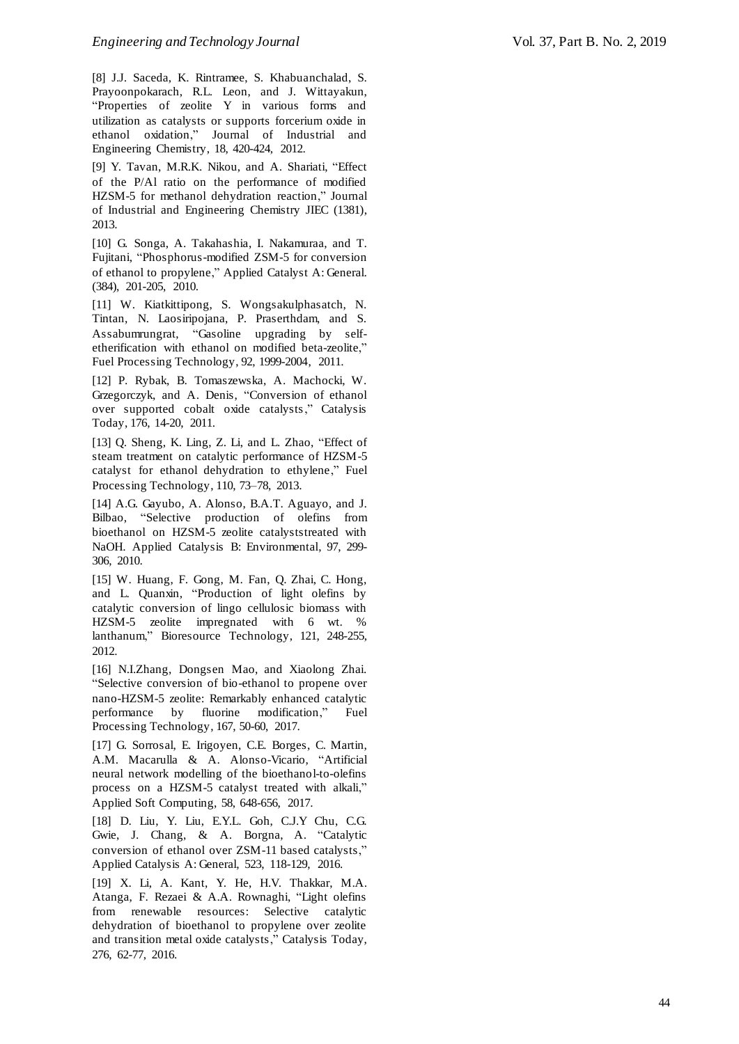[8] J.J. Saceda, K. Rintramee, S. Khabuanchalad, S. Prayoonpokarach, R.L. Leon, and J. Wittayakun, "Properties of zeolite Y in various forms and utilization as catalysts or supports forcerium oxide in ethanol oxidation," Journal of Industrial and Engineering Chemistry, 18, 420-424, 2012.

[9] Y. Tavan, M.R.K. Nikou, and A. Shariati, "Effect of the P/Al ratio on the performance of modified HZSM-5 for methanol dehydration reaction," Journal of Industrial and Engineering Chemistry JIEC (1381), 2013.

[10] G. Songa, A. Takahashia, I. Nakamuraa, and T. Fujitani, "Phosphorus-modified ZSM-5 for conversion of ethanol to propylene," Applied Catalyst A: General. (384), 201-205, 2010.

[11] W. Kiatkittipong, S. Wongsakulphasatch, N. Tintan, N. Laosiripojana, P. Praserthdam, and S. Assabumrungrat, "Gasoline upgrading by self-etherification with ethanol on modified beta-zeolite," Fuel Processing Technology, 92, 1999-2004, 2011.

[12] P. Rybak, B. Tomaszewska, A. Machocki, W. Grzegorczyk, and A. Denis, "Conversion of ethanol over supported cobalt oxide catalysts," Catalysis Today, 176, 14-20, 2011.

[13] Q. Sheng, K. Ling, Z. Li, and L. Zhao, "Effect of steam treatment on catalytic performance of HZSM-5 catalyst for ethanol dehydration to ethylene," Fuel Processing Technology, 110, 73–78, 2013.

[14] A.G. Gayubo, A. Alonso, B.A.T. Aguayo, and J. Bilbao, "Selective production of olefins from bioethanol on HZSM-5 zeolite catalyststreated with NaOH. Applied Catalysis B: Environmental, 97, 299-306, 2010.

[15] W. Huang, F. Gong, M. Fan, Q. Zhai, C. Hong, and L. Quanxin, "Production of light olefins by catalytic conversion of lingo cellulosic biomass with HZSM-5 zeolite impregnated with 6 wt. % lanthanum," Bioresource Technology, 121, 248-255, 2012.

[16] N.I.Zhang, Dongsen Mao, and Xiaolong Zhai. "Selective conversion of bio-ethanol to propene over nano-HZSM-5 zeolite: Remarkably enhanced catalytic performance by fluorine modification," Fuel Processing Technology, 167, 50-60, 2017.

[17] G. Sorrosal, E. Irigoyen, C.E. Borges, C. Martin, A.M. Macarulla & A. Alonso-Vicario, "Artificial neural network modelling of the bioethanol-to-olefins process on a HZSM-5 catalyst treated with alkali," Applied Soft Computing, 58, 648-656, 2017.

[18] D. Liu, Y. Liu, E.Y.L. Goh, C.J.Y Chu, C.G. Gwie, J. Chang, & A. Borgna, A. "Catalytic conversion of ethanol over ZSM-11 based catalysts," Applied Catalysis A: General, 523, 118-129, 2016.

[19] X. Li, A. Kant, Y. He, H.V. Thakkar, M.A. Atanga, F. Rezaei & A.A. Rownaghi, "Light olefins from renewable resources: Selective catalytic dehydration of bioethanol to propylene over zeolite and transition metal oxide catalysts," Catalysis Today, 276, 62-77, 2016.